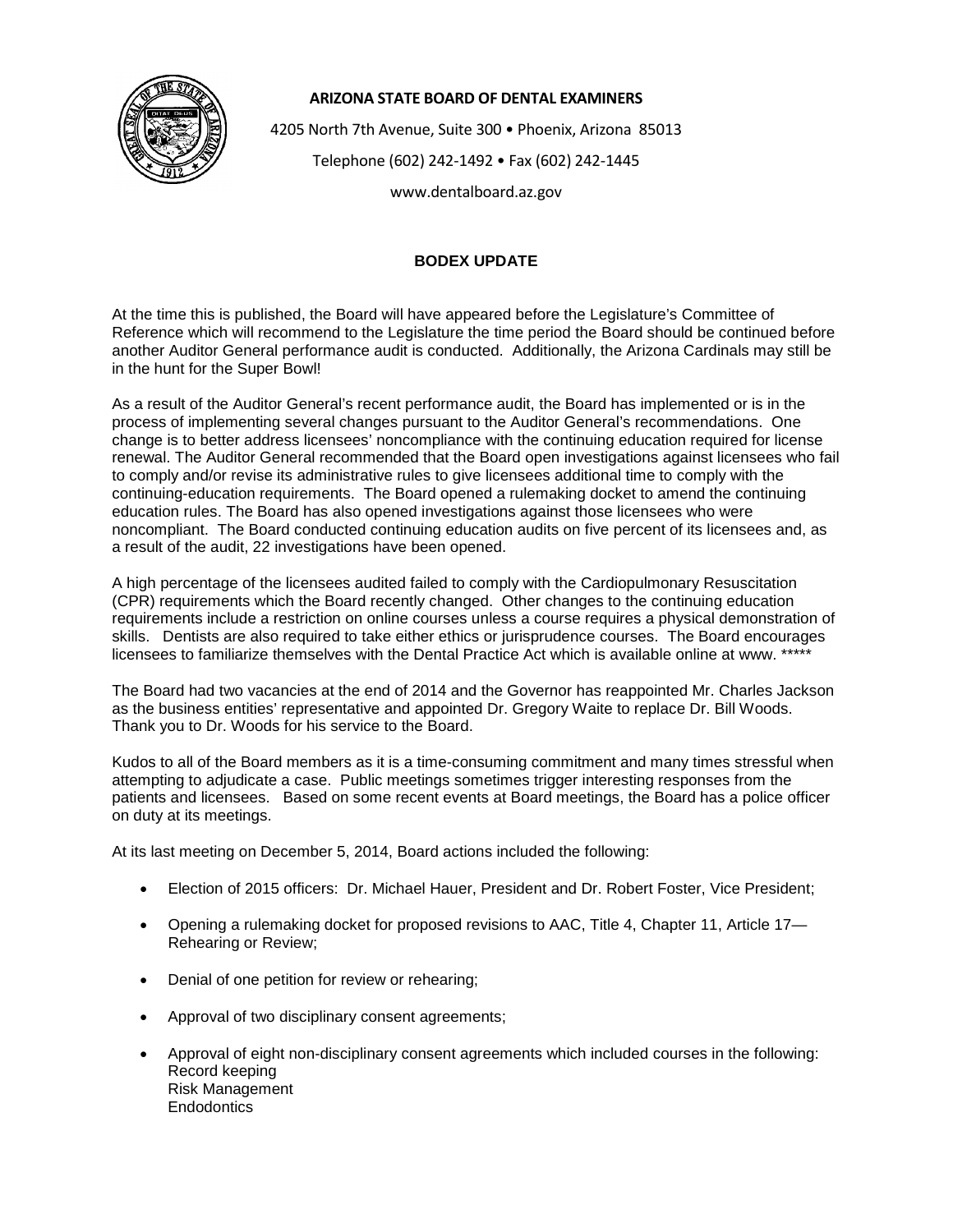**ARIZONA STATE BOARD OF DENTAL EXAMINERS**

4205 North 7th Avenue, Suite 300 • Phoenix, Arizona 85013

Telephone (602) 242-1492 • Fax (602) 242-1445

www.dentalboard.az.gov

## BODEX UPDATE

At the time this is published, the Board will have appeared before the Legislature's Committee of Reference which will recommend to the Legislature the time period the Board should be continued before another Auditor General performance audit is conducted. Additionally, the Arizona Cardinals may still be in the hunt for the Super Bowl!

As a result of the Auditor General's recent performance audit, the Board has implemented or is in the process of implementing several changes pursuant to the Auditor General's recommendations. One change is to better address licensees' noncompliance with the continuing education required for license renewal. The Auditor General recommended that the Board open investigations against licensees who fail to comply and/or revise its administrative rules to give licensees additional time to comply with the continuing-education requirements. The Board opened a rulemaking docket to amend the continuing education rules. The Board has also opened investigations against those licensees who were noncompliant. The Board conducted continuing education audits on five percent of its licensees and, as a result of the audit, 22 investigations have been opened.

A high percentage of the licensees audited failed to comply with the Cardiopulmonary Resuscitation (CPR) requirements which the Board recently changed. Other changes to the continuing education requirements include a restriction on online courses unless a course requires a physical demonstration of skills. Dentists are also required to take either ethics or jurisprudence courses. The Board encourages licensees to familiarize themselves with the Dental Practice Act which is available online at www. *****

The Board had two vacancies at the end of 2014 and the Governor has reappointed Mr. Charles Jackson as the business entities' representative and appointed Dr. Gregory Waite to replace Dr. Bill Woods. Thank you to Dr. Woods for his service to the Board.

Kudos to all of the Board members as it is a time-consuming commitment and many times stressful when attempting to adjudicate a case. Public meetings sometimes trigger interesting responses from the patients and licensees. Based on some recent events at Board meetings, the Board has a police officer on duty at its meetings.

At its last meeting on December 5, 2014, Board actions included the following:

- Election of 2015 officers: Dr. Michael Hauer, President and Dr. Robert Foster, Vice President;
- Opening a rulemaking docket for proposed revisions to AAC, Title 4, Chapter 11, Article 17—Rehearing or Review;
- Denial of one petition for review or rehearing;
- Approval of two disciplinary consent agreements;
- Approval of eight non-disciplinary consent agreements which included courses in the following:
  Record keeping
  Risk Management
  Endodontics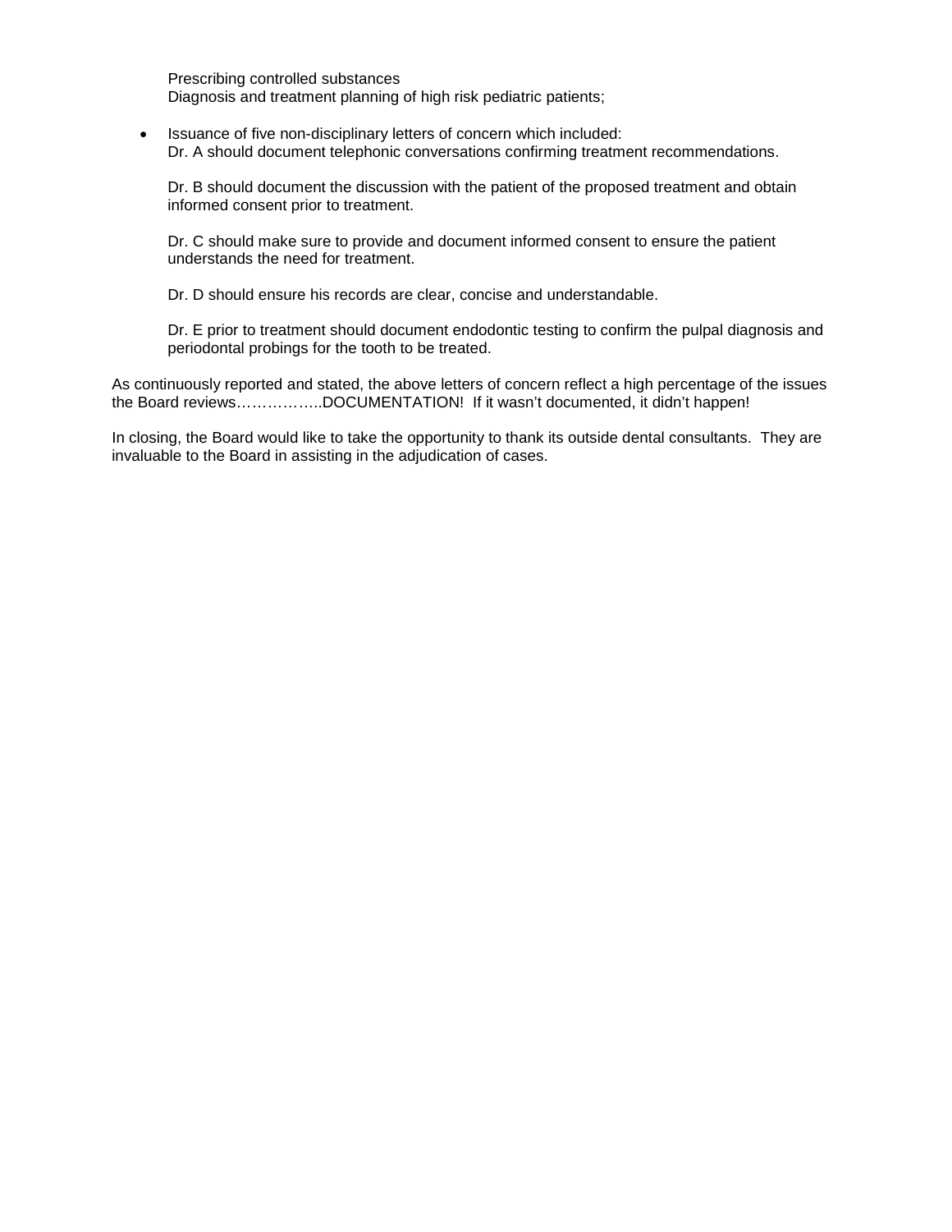Prescribing controlled substances
Diagnosis and treatment planning of high risk pediatric patients;

- Issuance of five non-disciplinary letters of concern which included:
  Dr. A should document telephonic conversations confirming treatment recommendations.

  Dr. B should document the discussion with the patient of the proposed treatment and obtain informed consent prior to treatment.

  Dr. C should make sure to provide and document informed consent to ensure the patient understands the need for treatment.

  Dr. D should ensure his records are clear, concise and understandable.

  Dr. E prior to treatment should document endodontic testing to confirm the pulpal diagnosis and periodontal probings for the tooth to be treated.

As continuously reported and stated, the above letters of concern reflect a high percentage of the issues the Board reviews……………..DOCUMENTATION! If it wasn't documented, it didn't happen!

In closing, the Board would like to take the opportunity to thank its outside dental consultants. They are invaluable to the Board in assisting in the adjudication of cases.